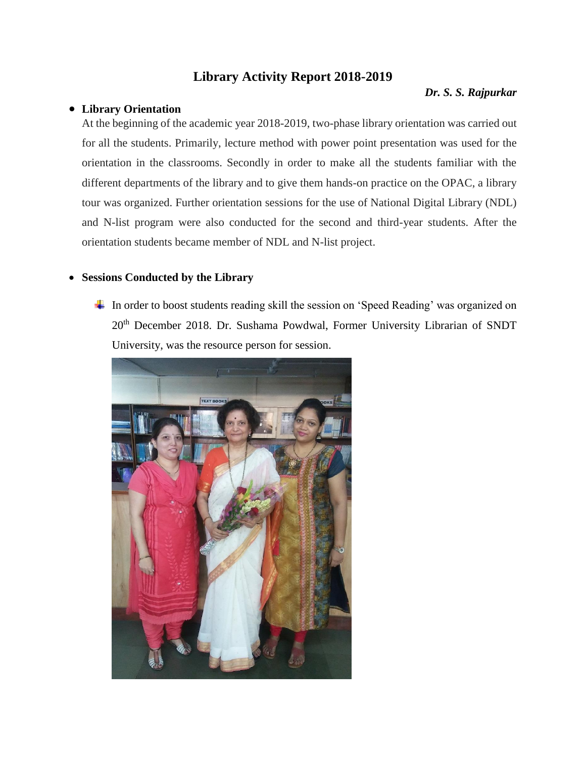# Library Activity Report 2018-2019

***Dr. S. S. Rajpurkar***

- **Library Orientation**

  At the beginning of the academic year 2018-2019, two-phase library orientation was carried out for all the students. Primarily, lecture method with power point presentation was used for the orientation in the classrooms. Secondly in order to make all the students familiar with the different departments of the library and to give them hands-on practice on the OPAC, a library tour was organized. Further orientation sessions for the use of National Digital Library (NDL) and N-list program were also conducted for the second and third-year students. After the orientation students became member of NDL and N-list project.

- **Sessions Conducted by the Library**

  - In order to boost students reading skill the session on 'Speed Reading' was organized on 20th December 2018. Dr. Sushama Powdwal, Former University Librarian of SNDT University, was the resource person for session.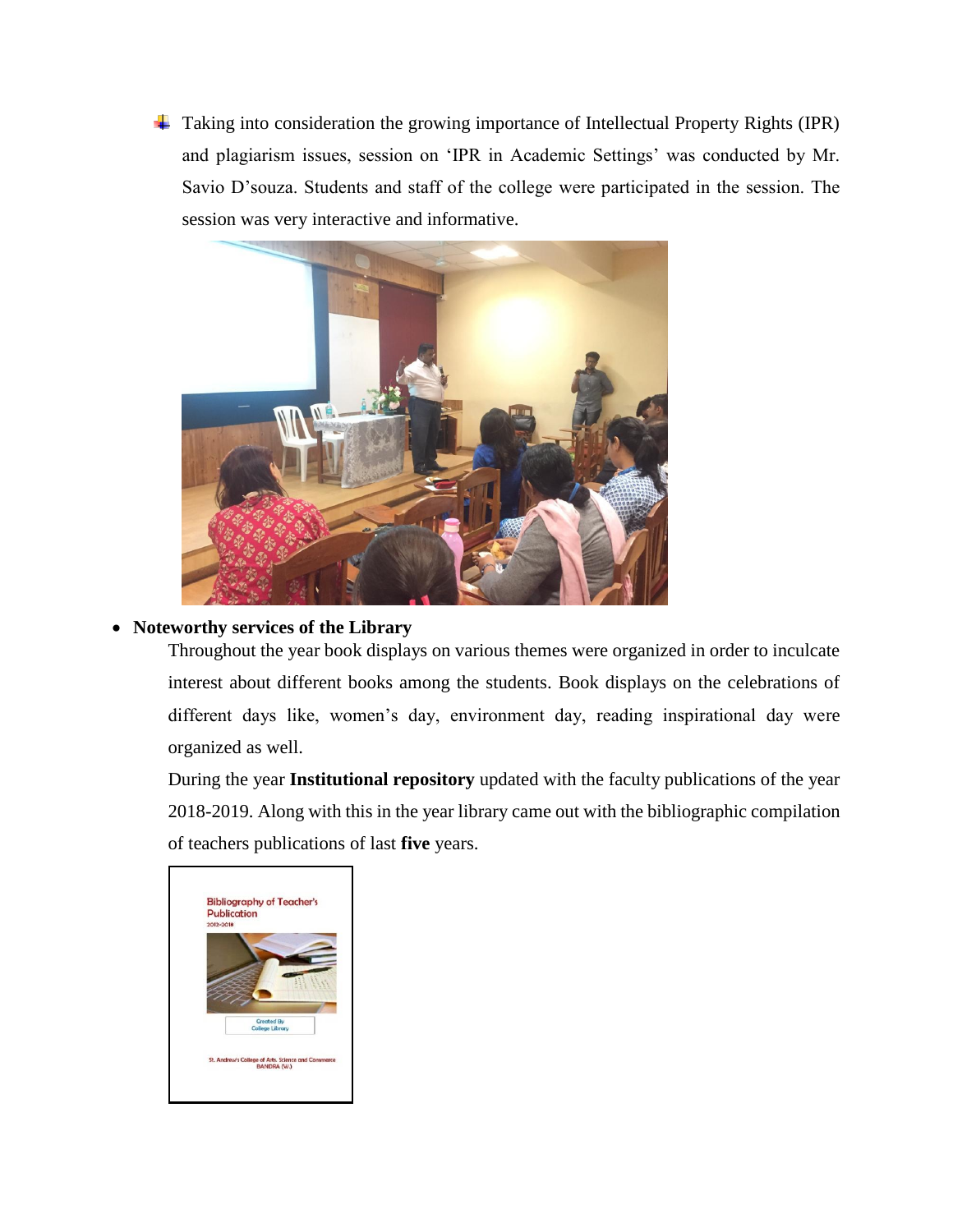- Taking into consideration the growing importance of Intellectual Property Rights (IPR) and plagiarism issues, session on 'IPR in Academic Settings' was conducted by Mr. Savio D'souza. Students and staff of the college were participated in the session. The session was very interactive and informative.

- **Noteworthy services of the Library**

  Throughout the year book displays on various themes were organized in order to inculcate interest about different books among the students. Book displays on the celebrations of different days like, women's day, environment day, reading inspirational day were organized as well.

  During the year **Institutional repository** updated with the faculty publications of the year 2018-2019. Along with this in the year library came out with the bibliographic compilation of teachers publications of last **five** years.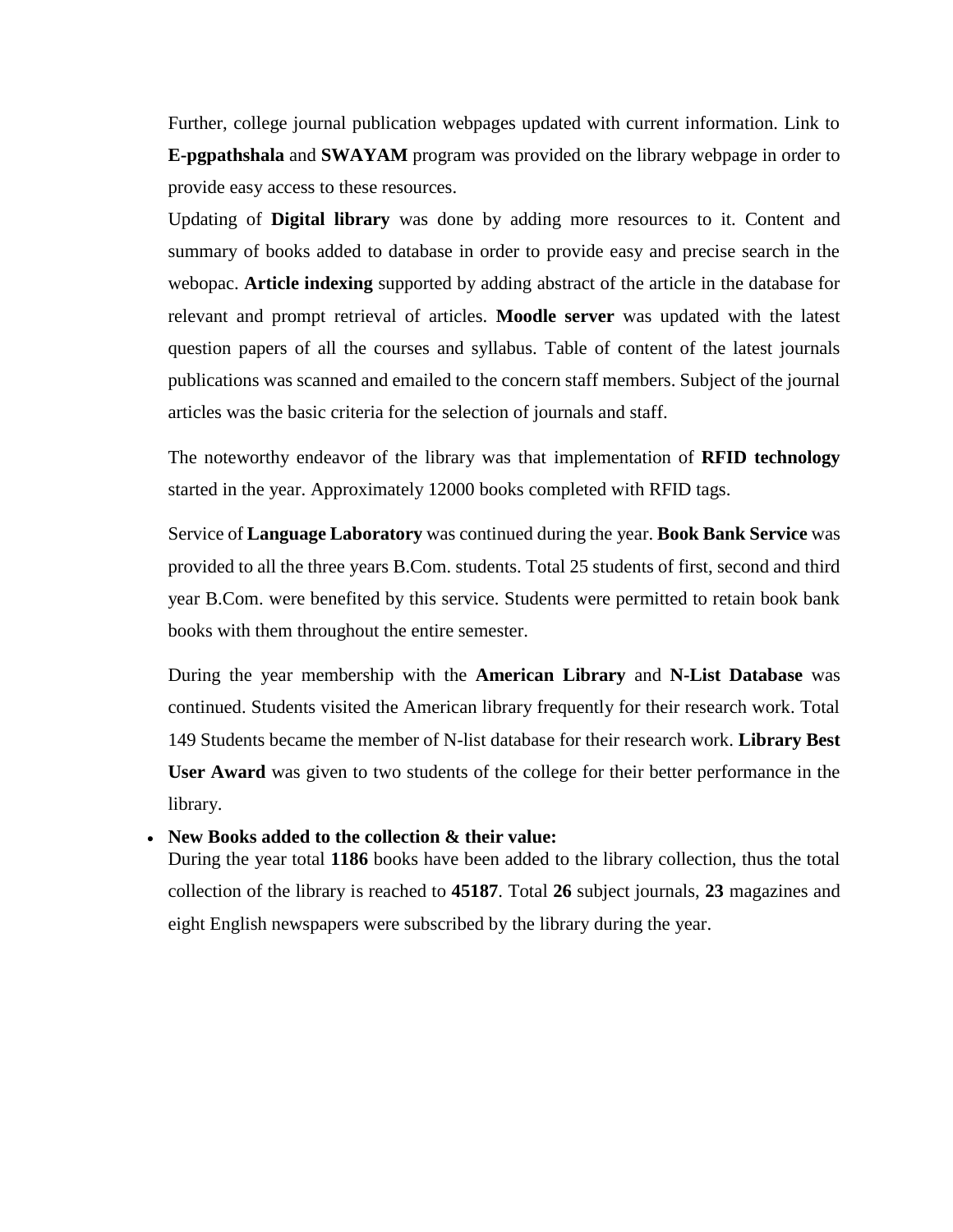Further, college journal publication webpages updated with current information. Link to **E-pgpathshala** and **SWAYAM** program was provided on the library webpage in order to provide easy access to these resources.

Updating of **Digital library** was done by adding more resources to it. Content and summary of books added to database in order to provide easy and precise search in the webopac. **Article indexing** supported by adding abstract of the article in the database for relevant and prompt retrieval of articles. **Moodle server** was updated with the latest question papers of all the courses and syllabus. Table of content of the latest journals publications was scanned and emailed to the concern staff members. Subject of the journal articles was the basic criteria for the selection of journals and staff.

The noteworthy endeavor of the library was that implementation of **RFID technology** started in the year. Approximately 12000 books completed with RFID tags.

Service of **Language Laboratory** was continued during the year. **Book Bank Service** was provided to all the three years B.Com. students. Total 25 students of first, second and third year B.Com. were benefited by this service. Students were permitted to retain book bank books with them throughout the entire semester.

During the year membership with the **American Library** and **N-List Database** was continued. Students visited the American library frequently for their research work. Total 149 Students became the member of N-list database for their research work. **Library Best User Award** was given to two students of the college for their better performance in the library.

- **New Books added to the collection & their value:**
  During the year total **1186** books have been added to the library collection, thus the total collection of the library is reached to **45187**. Total **26** subject journals, **23** magazines and eight English newspapers were subscribed by the library during the year.